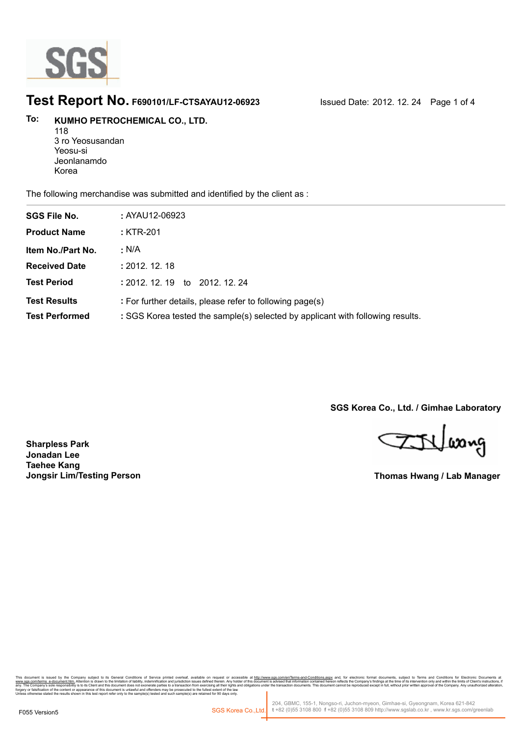# Test Report No. F690101/LF-CTSAYAU12-06923

Issued Date: 2012. 12. 24

**To:** **KUMHO PETROCHEMICAL CO., LTD.**
118
3 ro Yeosusandan
Yeosu-si
Jeonlanamdo
Korea

The following merchandise was submitted and identified by the client as :

| | |
|---|---|
| **SGS File No.** | **:** AYAU12-06923 |
| **Product Name** | **:** KTR-201 |
| **Item No./Part No.** | **:** N/A |
| **Received Date** | **:** 2012. 12. 18 |
| **Test Period** | **:** 2012. 12. 19 to 2012. 12. 24 |
| **Test Results** | **:** For further details, please refer to following page(s) |
| **Test Performed** | **:** SGS Korea tested the sample(s) selected by applicant with following results. |

**SGS Korea Co., Ltd. / Gimhae Laboratory**

**Sharpless Park**
**Jonadan Lee**
**Taehee Kang**
**Jongsir Lim/Testing Person**

**Thomas Hwang / Lab Manager**

This document is issued by the Company subject to its General Conditions of Service printed overleaf, available on request or accessible at http://www.sgs.com/en/Terms-and-Conditions.aspx and, for electronic format documents, subject to Terms and Conditions for Electronic Documents at www.sgs.com/terms_e-document.htm. Attention is drawn to the limitation of liability, indemnification and jurisdiction issues defined therein. Any holder of this document is advised that information contained hereon reflects the Company's findings at the time of its intervention only and within the limits of Client's instructions, if any. The Company's sole responsibility is to its Client and this document does not exonerate parties to a transaction from exercising all their rights and obligations under the transaction documents. This document cannot be reproduced except in full, without prior written approval of the Company. Any unauthorized alteration, forgery or falsification of the content or appearance of this document is unlawful and offenders may be prosecuted to the fullest extent of the law.
Unless otherwise stated the results shown in this test report refer only to the sample(s) tested and such sample(s) are retained for 90 days only.

F055 Version5

SGS Korea Co.,Ltd. | 204, GBMC, 155-1, Nongso-ri, Juchon-myeon, Gimhae-si, Gyeongnam, Korea 621-842
t +82 (0)55 3108 800 f +82 (0)55 3108 809 http://www.sgslab.co.kr , www.kr.sgs.com/greenlab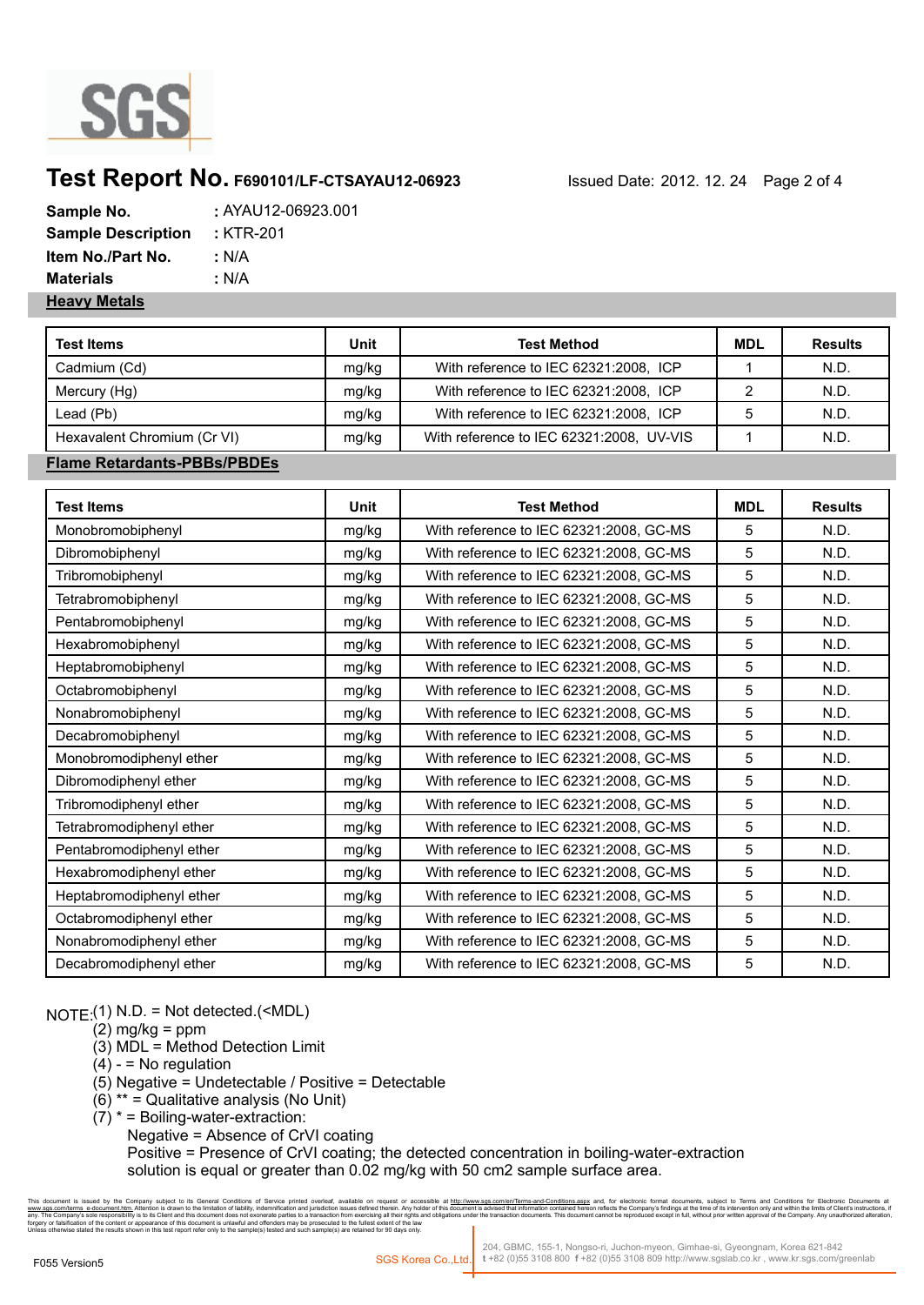# Test Report No. F690101/LF-CTSAYAU12-06923

Issued Date: 2012. 12. 24

**Sample No.** : AYAU12-06923.001
**Sample Description** : KTR-201
**Item No./Part No.** : N/A
**Materials** : N/A

## Heavy Metals

| Test Items | Unit | Test Method | MDL | Results |
|---|---|---|---|---|
| Cadmium (Cd) | mg/kg | With reference to IEC 62321:2008, ICP | 1 | N.D. |
| Mercury (Hg) | mg/kg | With reference to IEC 62321:2008, ICP | 2 | N.D. |
| Lead (Pb) | mg/kg | With reference to IEC 62321:2008, ICP | 5 | N.D. |
| Hexavalent Chromium (Cr VI) | mg/kg | With reference to IEC 62321:2008, UV-VIS | 1 | N.D. |

## Flame Retardants-PBBs/PBDEs

| Test Items | Unit | Test Method | MDL | Results |
|---|---|---|---|---|
| Monobromobiphenyl | mg/kg | With reference to IEC 62321:2008, GC-MS | 5 | N.D. |
| Dibromobiphenyl | mg/kg | With reference to IEC 62321:2008, GC-MS | 5 | N.D. |
| Tribromobiphenyl | mg/kg | With reference to IEC 62321:2008, GC-MS | 5 | N.D. |
| Tetrabromobiphenyl | mg/kg | With reference to IEC 62321:2008, GC-MS | 5 | N.D. |
| Pentabromobiphenyl | mg/kg | With reference to IEC 62321:2008, GC-MS | 5 | N.D. |
| Hexabromobiphenyl | mg/kg | With reference to IEC 62321:2008, GC-MS | 5 | N.D. |
| Heptabromobiphenyl | mg/kg | With reference to IEC 62321:2008, GC-MS | 5 | N.D. |
| Octabromobiphenyl | mg/kg | With reference to IEC 62321:2008, GC-MS | 5 | N.D. |
| Nonabromobiphenyl | mg/kg | With reference to IEC 62321:2008, GC-MS | 5 | N.D. |
| Decabromobiphenyl | mg/kg | With reference to IEC 62321:2008, GC-MS | 5 | N.D. |
| Monobromodiphenyl ether | mg/kg | With reference to IEC 62321:2008, GC-MS | 5 | N.D. |
| Dibromodiphenyl ether | mg/kg | With reference to IEC 62321:2008, GC-MS | 5 | N.D. |
| Tribromodiphenyl ether | mg/kg | With reference to IEC 62321:2008, GC-MS | 5 | N.D. |
| Tetrabromodiphenyl ether | mg/kg | With reference to IEC 62321:2008, GC-MS | 5 | N.D. |
| Pentabromodiphenyl ether | mg/kg | With reference to IEC 62321:2008, GC-MS | 5 | N.D. |
| Hexabromodiphenyl ether | mg/kg | With reference to IEC 62321:2008, GC-MS | 5 | N.D. |
| Heptabromodiphenyl ether | mg/kg | With reference to IEC 62321:2008, GC-MS | 5 | N.D. |
| Octabromodiphenyl ether | mg/kg | With reference to IEC 62321:2008, GC-MS | 5 | N.D. |
| Nonabromodiphenyl ether | mg/kg | With reference to IEC 62321:2008, GC-MS | 5 | N.D. |
| Decabromodiphenyl ether | mg/kg | With reference to IEC 62321:2008, GC-MS | 5 | N.D. |

NOTE:
(1) N.D. = Not detected.(<MDL)
(2) mg/kg = ppm
(3) MDL = Method Detection Limit
(4) - = No regulation
(5) Negative = Undetectable / Positive = Detectable
(6) ** = Qualitative analysis (No Unit)
(7) * = Boiling-water-extraction:
Negative = Absence of CrVI coating
Positive = Presence of CrVI coating; the detected concentration in boiling-water-extraction solution is equal or greater than 0.02 mg/kg with 50 cm2 sample surface area.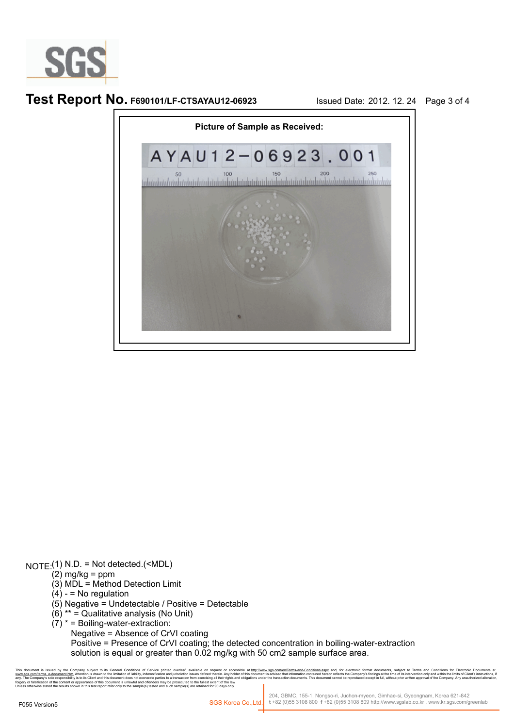**Test Report No.** F690101/LF-CTSAYAU12-06923 Issued Date: 2012. 12. 24

**Picture of Sample as Received:**

AYAU12-06923.001

NOTE:
(1) N.D. = Not detected.(<MDL)
(2) mg/kg = ppm
(3) MDL = Method Detection Limit
(4) - = No regulation
(5) Negative = Undetectable / Positive = Detectable
(6) ** = Qualitative analysis (No Unit)
(7) * = Boiling-water-extraction:
Negative = Absence of CrVI coating
Positive = Presence of CrVI coating; the detected concentration in boiling-water-extraction solution is equal or greater than 0.02 mg/kg with 50 cm2 sample surface area.

This document is issued by the Company subject to its General Conditions of Service printed overleaf, available on request or accessible at http://www.sgs.com/en/Terms-and-Conditions.aspx and, for electronic format documents, subject to Terms and Conditions for Electronic Documents at www.sgs.com/terms_e-document.htm. Attention is drawn to the limitation of liability, indemnification and jurisdiction issues defined therein. Any holder of this document is advised that information contained hereon reflects the Company's findings at the time of its intervention only and within the limits of Client's instructions, if any. The Company's sole responsibility is to its Client and this document does not exonerate parties to a transaction from exercising all their rights and obligations under the transaction documents. This document cannot be reproduced except in full, without prior written approval of the Company. Any unauthorized alteration, forgery or falsification of the content or appearance of this document is unlawful and offenders may be prosecuted to the fullest extent of the law.
Unless otherwise stated the results shown in this test report refer only to the sample(s) tested and such sample(s) are retained for 90 days only.

F055 Version5

SGS Korea Co.,Ltd. 204, GBMC, 155-1, Nongso-ri, Juchon-myeon, Gimhae-si, Gyeongnam, Korea 621-842
t +82 (0)55 3108 800 f +82 (0)55 3108 809 http://www.sgslab.co.kr , www.kr.sgs.com/greenlab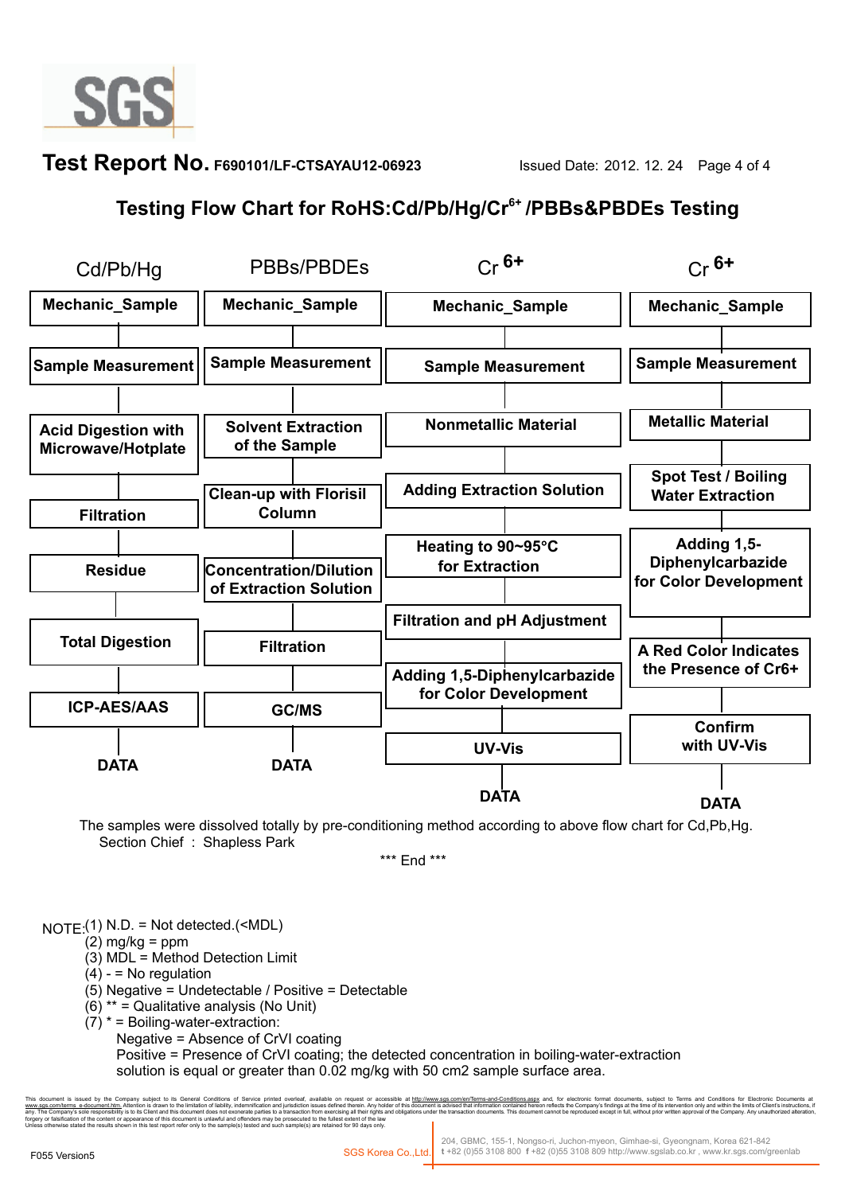**Test Report No.** F690101/LF-CTSAYAU12-06923 Issued Date: 2012. 12. 24

## Testing Flow Chart for RoHS:Cd/Pb/Hg/$Cr^{6+}$ /PBBs&PBDEs Testing

**Cd/Pb/Hg**

Mechanic_Sample → Sample Measurement → Acid Digestion with Microwave/Hotplate → Filtration → Residue → Total Digestion → ICP-AES/AAS → DATA

**PBBs/PBDEs**

Mechanic_Sample → Sample Measurement → Solvent Extraction of the Sample → Clean-up with Florisil Column → Concentration/Dilution of Extraction Solution → Filtration → GC/MS → DATA

**$Cr^{6+}$**

Mechanic_Sample → Sample Measurement → Nonmetallic Material → Adding Extraction Solution → Heating to 90~95°C for Extraction → Filtration and pH Adjustment → Adding 1,5-Diphenylcarbazide for Color Development → UV-Vis → DATA

**$Cr^{6+}$**

Mechanic_Sample → Sample Measurement → Metallic Material → Spot Test / Boiling Water Extraction → Adding 1,5-Diphenylcarbazide for Color Development → A Red Color Indicates the Presence of Cr6+ → Confirm with UV-Vis → DATA

The samples were dissolved totally by pre-conditioning method according to above flow chart for Cd,Pb,Hg.

Section Chief : Shapless Park

*** End ***

NOTE:
(1) N.D. = Not detected.(<MDL)
(2) mg/kg = ppm
(3) MDL = Method Detection Limit
(4) - = No regulation
(5) Negative = Undetectable / Positive = Detectable
(6) ** = Qualitative analysis (No Unit)
(7) * = Boiling-water-extraction:
Negative = Absence of CrVI coating
Positive = Presence of CrVI coating; the detected concentration in boiling-water-extraction solution is equal or greater than 0.02 mg/kg with 50 cm2 sample surface area.

This document is issued by the Company subject to its General Conditions of Service printed overleaf, available on request or accessible at http://www.sgs.com/en/Terms-and-Conditions.aspx and, for electronic format documents, subject to Terms and Conditions for Electronic Documents at www.sgs.com/terms_e-document.htm. Attention is drawn to the limitation of liability, indemnification and jurisdiction issues defined therein. Any holder of this document is advised that information contained hereon reflects the Company's findings at the time of its intervention only and within the limits of Client's instructions, if any. The Company's sole responsibility is to its Client and this document does not exonerate parties to a transaction from exercising all their rights and obligations under the transaction documents. This document cannot be reproduced except in full, without prior written approval of the Company. Any unauthorized alteration, forgery or falsification of the content or appearance of this document is unlawful and offenders may be prosecuted to the fullest extent of the law.
Unless otherwise stated the results shown in this test report refer only to the sample(s) tested and such sample(s) are retained for 90 days only.

F055 Version5

SGS Korea Co.,Ltd. 204, GBMC, 155-1, Nongso-ri, Juchon-myeon, Gimhae-si, Gyeongnam, Korea 621-842
t +82 (0)55 3108 800 f +82 (0)55 3108 809 http://www.sgslab.co.kr , www.kr.sgs.com/greenlab